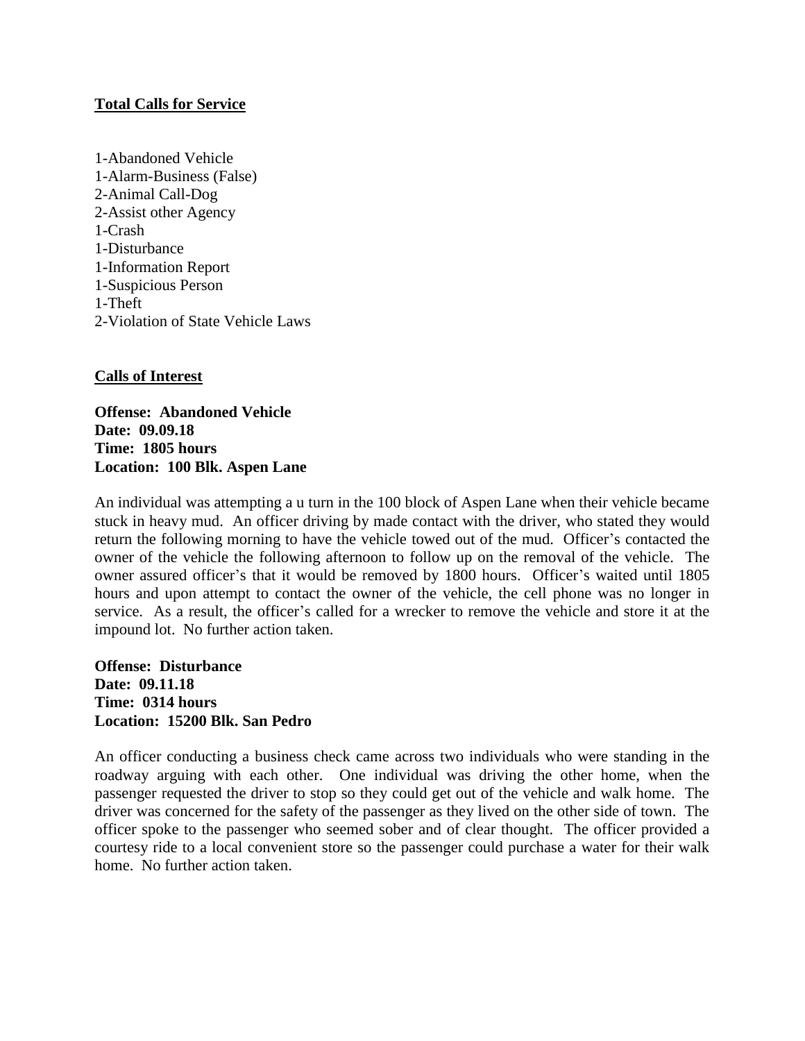**Total Calls for Service**

1-Abandoned Vehicle
1-Alarm-Business (False)
2-Animal Call-Dog
2-Assist other Agency
1-Crash
1-Disturbance
1-Information Report
1-Suspicious Person
1-Theft
2-Violation of State Vehicle Laws

**Calls of Interest**

**Offense: Abandoned Vehicle**
**Date: 09.09.18**
**Time: 1805 hours**
**Location: 100 Blk. Aspen Lane**

An individual was attempting a u turn in the 100 block of Aspen Lane when their vehicle became stuck in heavy mud. An officer driving by made contact with the driver, who stated they would return the following morning to have the vehicle towed out of the mud. Officer's contacted the owner of the vehicle the following afternoon to follow up on the removal of the vehicle. The owner assured officer's that it would be removed by 1800 hours. Officer's waited until 1805 hours and upon attempt to contact the owner of the vehicle, the cell phone was no longer in service. As a result, the officer's called for a wrecker to remove the vehicle and store it at the impound lot. No further action taken.

**Offense: Disturbance**
**Date: 09.11.18**
**Time: 0314 hours**
**Location: 15200 Blk. San Pedro**

An officer conducting a business check came across two individuals who were standing in the roadway arguing with each other. One individual was driving the other home, when the passenger requested the driver to stop so they could get out of the vehicle and walk home. The driver was concerned for the safety of the passenger as they lived on the other side of town. The officer spoke to the passenger who seemed sober and of clear thought. The officer provided a courtesy ride to a local convenient store so the passenger could purchase a water for their walk home. No further action taken.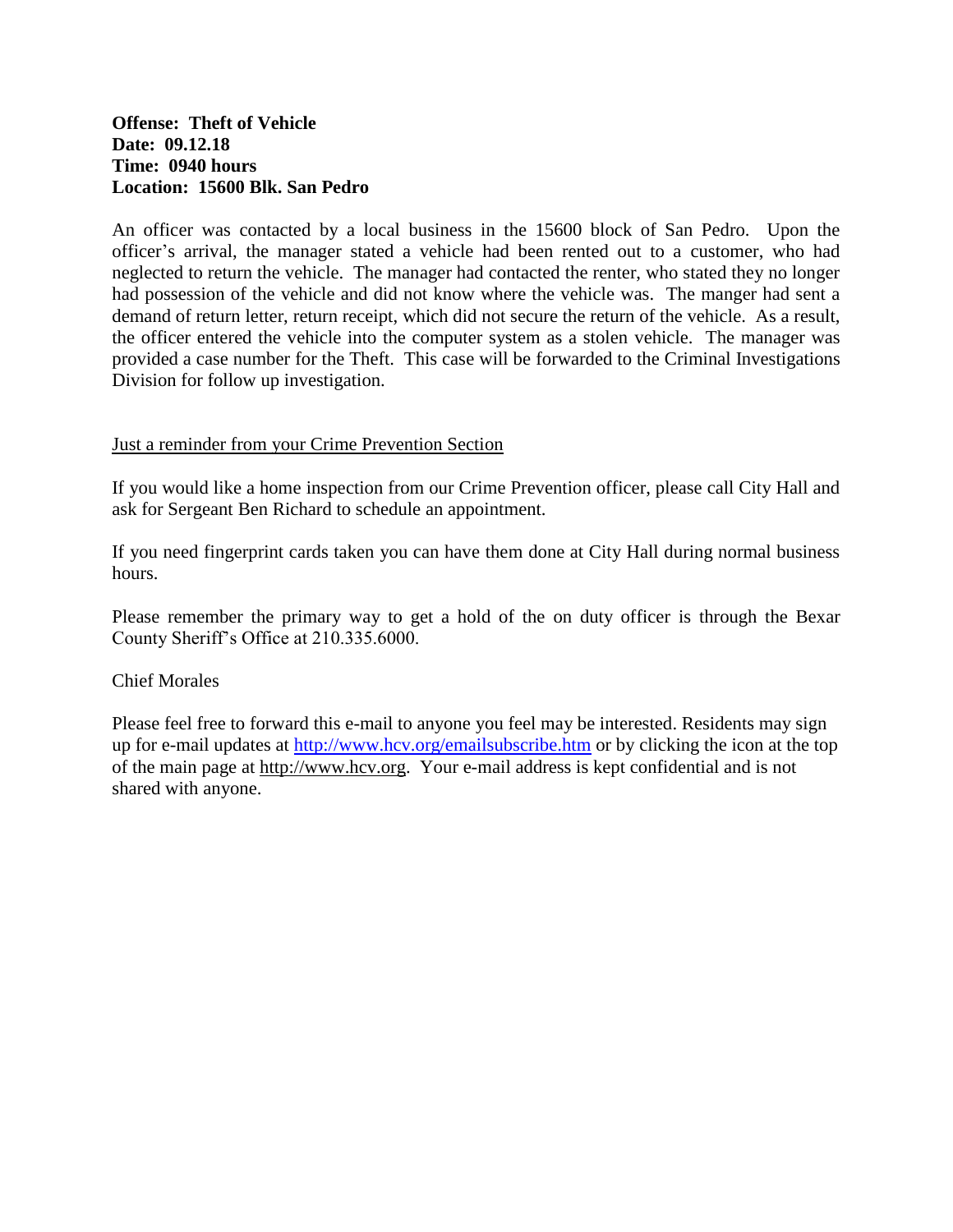**Offense: Theft of Vehicle**
**Date: 09.12.18**
**Time: 0940 hours**
**Location: 15600 Blk. San Pedro**

An officer was contacted by a local business in the 15600 block of San Pedro. Upon the officer's arrival, the manager stated a vehicle had been rented out to a customer, who had neglected to return the vehicle. The manager had contacted the renter, who stated they no longer had possession of the vehicle and did not know where the vehicle was. The manger had sent a demand of return letter, return receipt, which did not secure the return of the vehicle. As a result, the officer entered the vehicle into the computer system as a stolen vehicle. The manager was provided a case number for the Theft. This case will be forwarded to the Criminal Investigations Division for follow up investigation.

Just a reminder from your Crime Prevention Section

If you would like a home inspection from our Crime Prevention officer, please call City Hall and ask for Sergeant Ben Richard to schedule an appointment.

If you need fingerprint cards taken you can have them done at City Hall during normal business hours.

Please remember the primary way to get a hold of the on duty officer is through the Bexar County Sheriff's Office at 210.335.6000.

Chief Morales

Please feel free to forward this e-mail to anyone you feel may be interested. Residents may sign up for e-mail updates at http://www.hcv.org/emailsubscribe.htm or by clicking the icon at the top of the main page at http://www.hcv.org. Your e-mail address is kept confidential and is not shared with anyone.